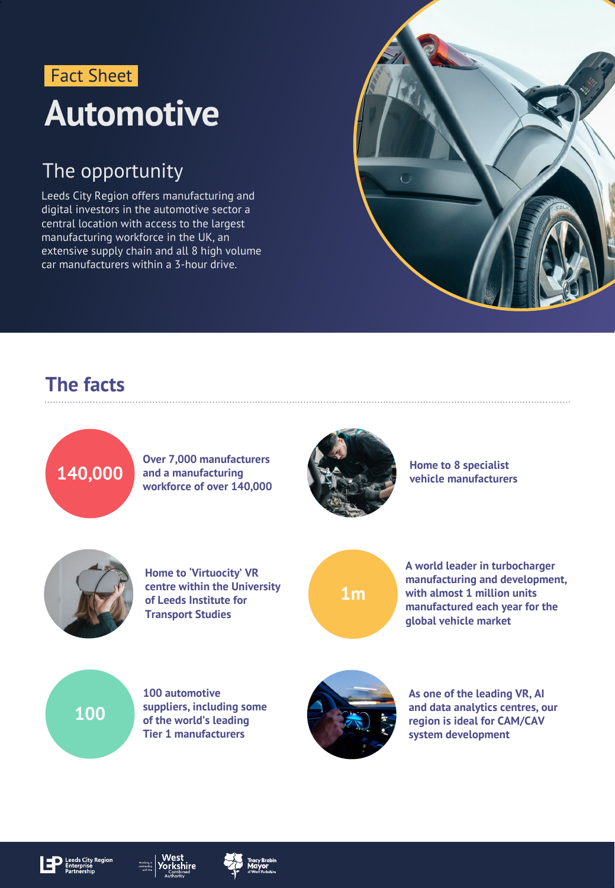Fact Sheet

# Automotive

## The opportunity

Leeds City Region offers manufacturing and digital investors in the automotive sector a central location with access to the largest manufacturing workforce in the UK, an extensive supply chain and all 8 high volume car manufacturers within a 3-hour drive.

## The facts

**140,000**

**Over 7,000 manufacturers and a manufacturing workforce of over 140,000**

**Home to 8 specialist vehicle manufacturers**

**Home to 'Virtuocity' VR centre within the University of Leeds Institute for Transport Studies**

**1m**

**A world leader in turbocharger manufacturing and development, with almost 1 million units manufactured each year for the global vehicle market**

**100**

**100 automotive suppliers, including some of the world's leading Tier 1 manufacturers**

**As one of the leading VR, AI and data analytics centres, our region is ideal for CAM/CAV system development**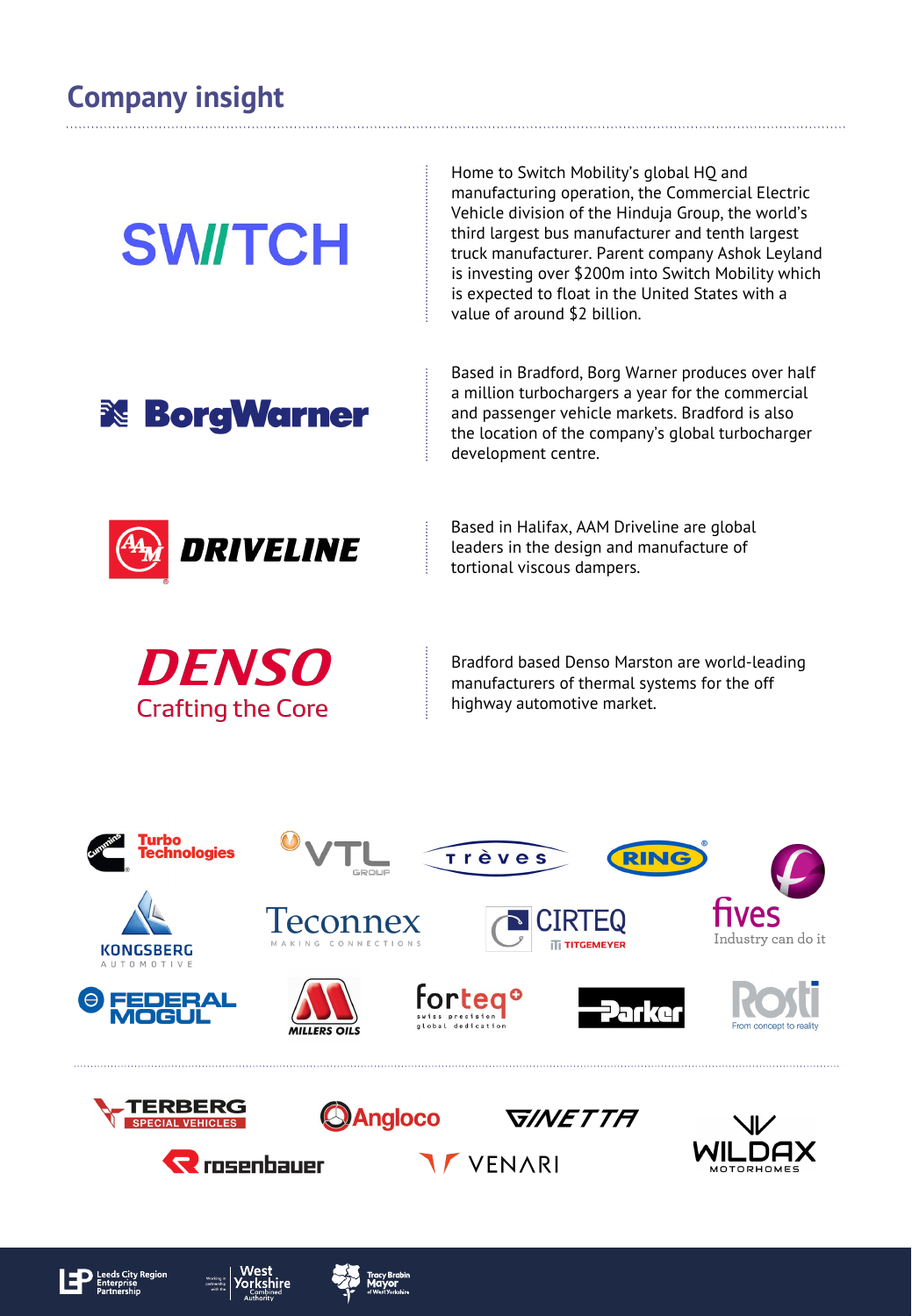## Company insight

Home to Switch Mobility's global HQ and manufacturing operation, the Commercial Electric Vehicle division of the Hinduja Group, the world's third largest bus manufacturer and tenth largest truck manufacturer. Parent company Ashok Leyland is investing over $200m into Switch Mobility which is expected to float in the United States with a value of around $2 billion.

Based in Bradford, Borg Warner produces over half a million turbochargers a year for the commercial and passenger vehicle markets. Bradford is also the location of the company's global turbocharger development centre.

Based in Halifax, AAM Driveline are global leaders in the design and manufacture of tortional viscous dampers.

Bradford based Denso Marston are world-leading manufacturers of thermal systems for the off highway automotive market.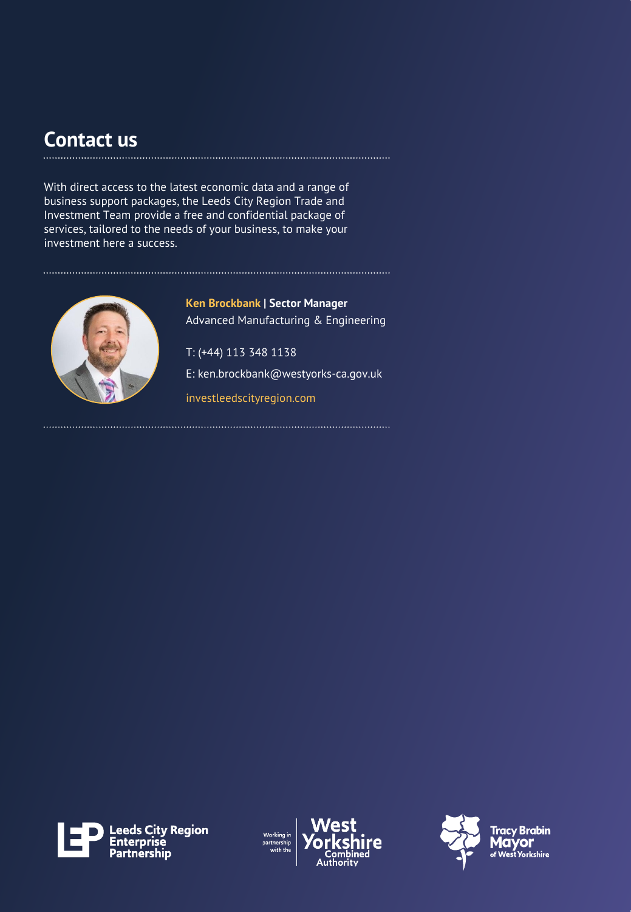## Contact us

With direct access to the latest economic data and a range of business support packages, the Leeds City Region Trade and Investment Team provide a free and confidential package of services, tailored to the needs of your business, to make your investment here a success.

**Ken Brockbank | Sector Manager**
Advanced Manufacturing & Engineering

T: (+44) 113 348 1138

E: ken.brockbank@westyorks-ca.gov.uk

investleedscityregion.com

Leeds City Region Enterprise Partnership

Working in partnership with the West Yorkshire Combined Authority

Tracy Brabin Mayor of West Yorkshire